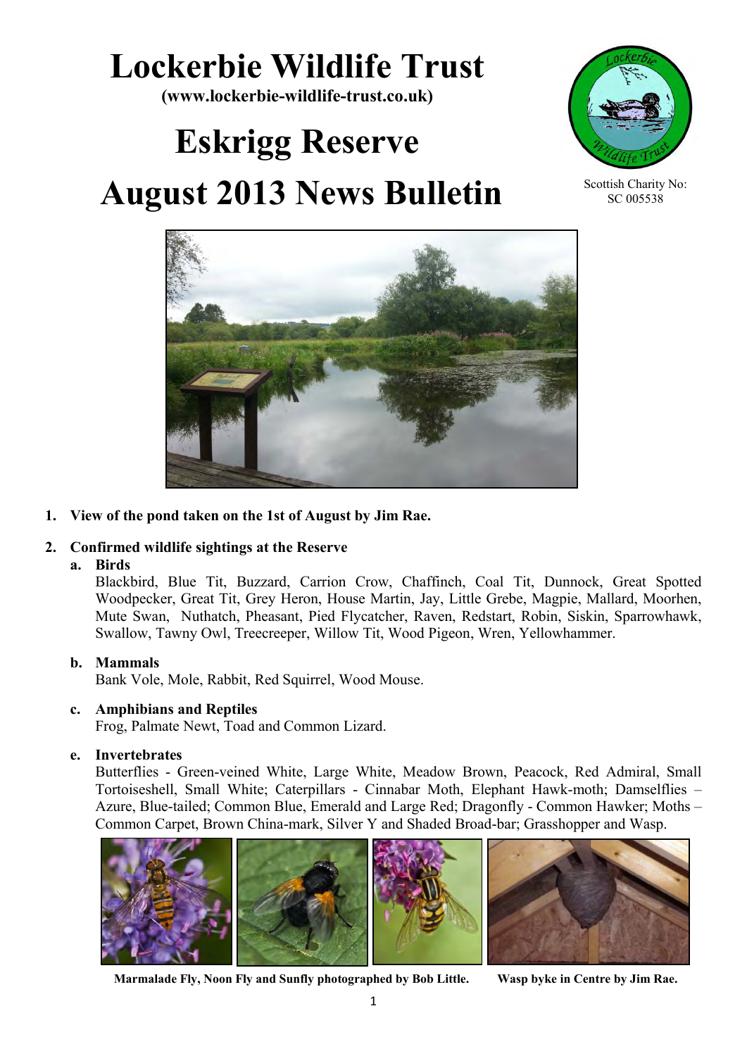# Lockerbie Wildlife Trust

**(www.lockerbie-wildlife-trust.co.uk)**

# Eskrigg Reserve

# August 2013 News Bulletin

Scottish Charity No: SC 005538

1. **View of the pond taken on the 1st of August by Jim Rae.**

2. **Confirmed wildlife sightings at the Reserve**

   a. **Birds**
   
   Blackbird, Blue Tit, Buzzard, Carrion Crow, Chaffinch, Coal Tit, Dunnock, Great Spotted Woodpecker, Great Tit, Grey Heron, House Martin, Jay, Little Grebe, Magpie, Mallard, Moorhen, Mute Swan, Nuthatch, Pheasant, Pied Flycatcher, Raven, Redstart, Robin, Siskin, Sparrowhawk, Swallow, Tawny Owl, Treecreeper, Willow Tit, Wood Pigeon, Wren, Yellowhammer.

   b. **Mammals**
   
   Bank Vole, Mole, Rabbit, Red Squirrel, Wood Mouse.

   c. **Amphibians and Reptiles**
   
   Frog, Palmate Newt, Toad and Common Lizard.

   e. **Invertebrates**
   
   Butterflies - Green-veined White, Large White, Meadow Brown, Peacock, Red Admiral, Small Tortoiseshell, Small White; Caterpillars - Cinnabar Moth, Elephant Hawk-moth; Damselflies – Azure, Blue-tailed; Common Blue, Emerald and Large Red; Dragonfly - Common Hawker; Moths – Common Carpet, Brown China-mark, Silver Y and Shaded Broad-bar; Grasshopper and Wasp.

**Marmalade Fly, Noon Fly and Sunfly photographed by Bob Little.** **Wasp byke in Centre by Jim Rae.**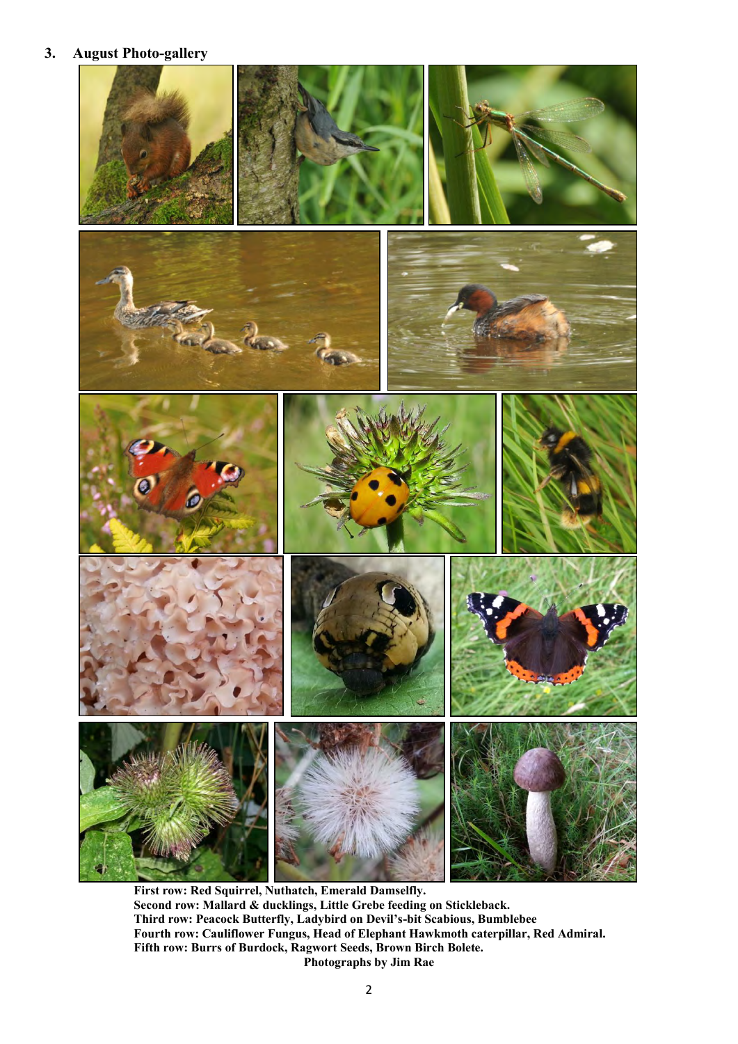## 3. August Photo-gallery

**First row: Red Squirrel, Nuthatch, Emerald Damselfly.**
**Second row: Mallard & ducklings, Little Grebe feeding on Stickleback.**
**Third row: Peacock Butterfly, Ladybird on Devil's-bit Scabious, Bumblebee**
**Fourth row: Cauliflower Fungus, Head of Elephant Hawkmoth caterpillar, Red Admiral.**
**Fifth row: Burrs of Burdock, Ragwort Seeds, Brown Birch Bolete.**

**Photographs by Jim Rae**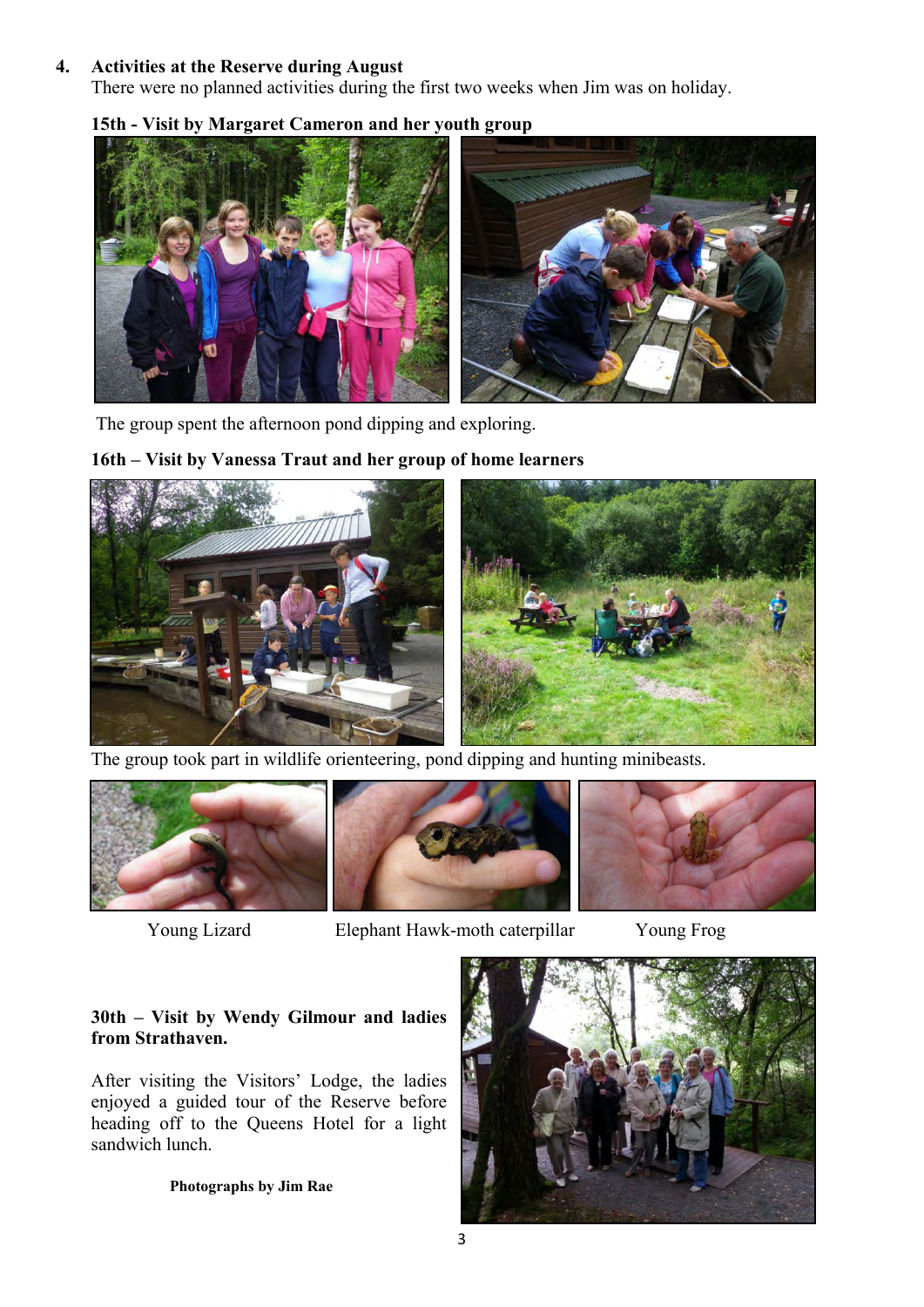## 4. Activities at the Reserve during August

There were no planned activities during the first two weeks when Jim was on holiday.

**15th - Visit by Margaret Cameron and her youth group**

The group spent the afternoon pond dipping and exploring.

**16th – Visit by Vanessa Traut and her group of home learners**

The group took part in wildlife orienteering, pond dipping and hunting minibeasts.

Young Lizard

Elephant Hawk-moth caterpillar

Young Frog

**30th – Visit by Wendy Gilmour and ladies from Strathaven.**

After visiting the Visitors' Lodge, the ladies enjoyed a guided tour of the Reserve before heading off to the Queens Hotel for a light sandwich lunch.

**Photographs by Jim Rae**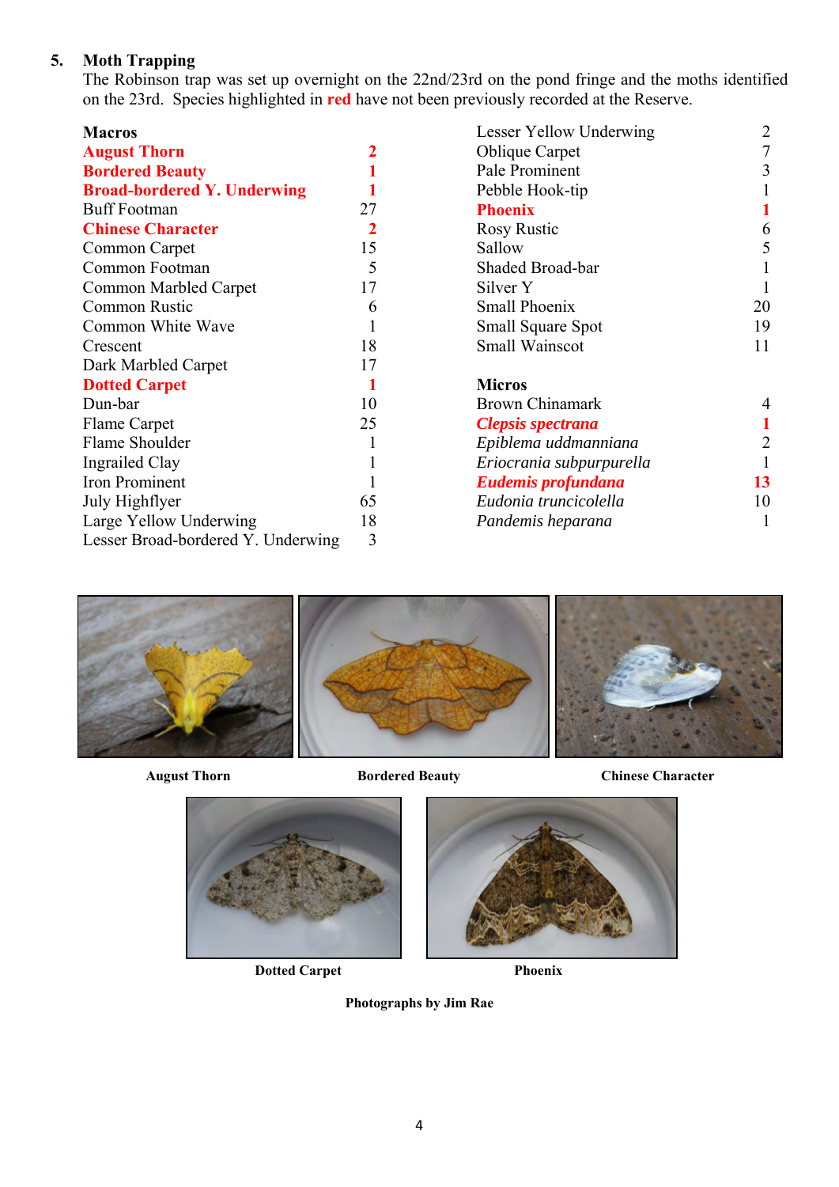## 5. Moth Trapping

The Robinson trap was set up overnight on the 22nd/23rd on the pond fringe and the moths identified on the 23rd. Species highlighted in **red** have not been previously recorded at the Reserve.

| Macros | |
|---|---|
| **August Thorn** | **2** |
| **Bordered Beauty** | **1** |
| **Broad-bordered Y. Underwing** | **1** |
| Buff Footman | 27 |
| **Chinese Character** | **2** |
| Common Carpet | 15 |
| Common Footman | 5 |
| Common Marbled Carpet | 17 |
| Common Rustic | 6 |
| Common White Wave | 1 |
| Crescent | 18 |
| Dark Marbled Carpet | 17 |
| **Dotted Carpet** | **1** |
| Dun-bar | 10 |
| Flame Carpet | 25 |
| Flame Shoulder | 1 |
| Ingrailed Clay | 1 |
| Iron Prominent | 1 |
| July Highflyer | 65 |
| Large Yellow Underwing | 18 |
| Lesser Broad-bordered Y. Underwing | 3 |
| Lesser Yellow Underwing | 2 |
| Oblique Carpet | 7 |
| Pale Prominent | 3 |
| Pebble Hook-tip | 1 |
| **Phoenix** | **1** |
| Rosy Rustic | 6 |
| Sallow | 5 |
| Shaded Broad-bar | 1 |
| Silver Y | 1 |
| Small Phoenix | 20 |
| Small Square Spot | 19 |
| Small Wainscot | 11 |

| Micros | |
|---|---|
| Brown Chinamark | 4 |
| ***Clepsis spectrana*** | **1** |
| *Epiblema uddmanniana* | 2 |
| *Eriocrania subpurpurella* | 1 |
| ***Eudemis profundana*** | **13** |
| *Eudonia truncicolella* | 10 |
| *Pandemis heparana* | 1 |

**August Thorn** **Bordered Beauty** **Chinese Character**

**Dotted Carpet** **Phoenix**

**Photographs by Jim Rae**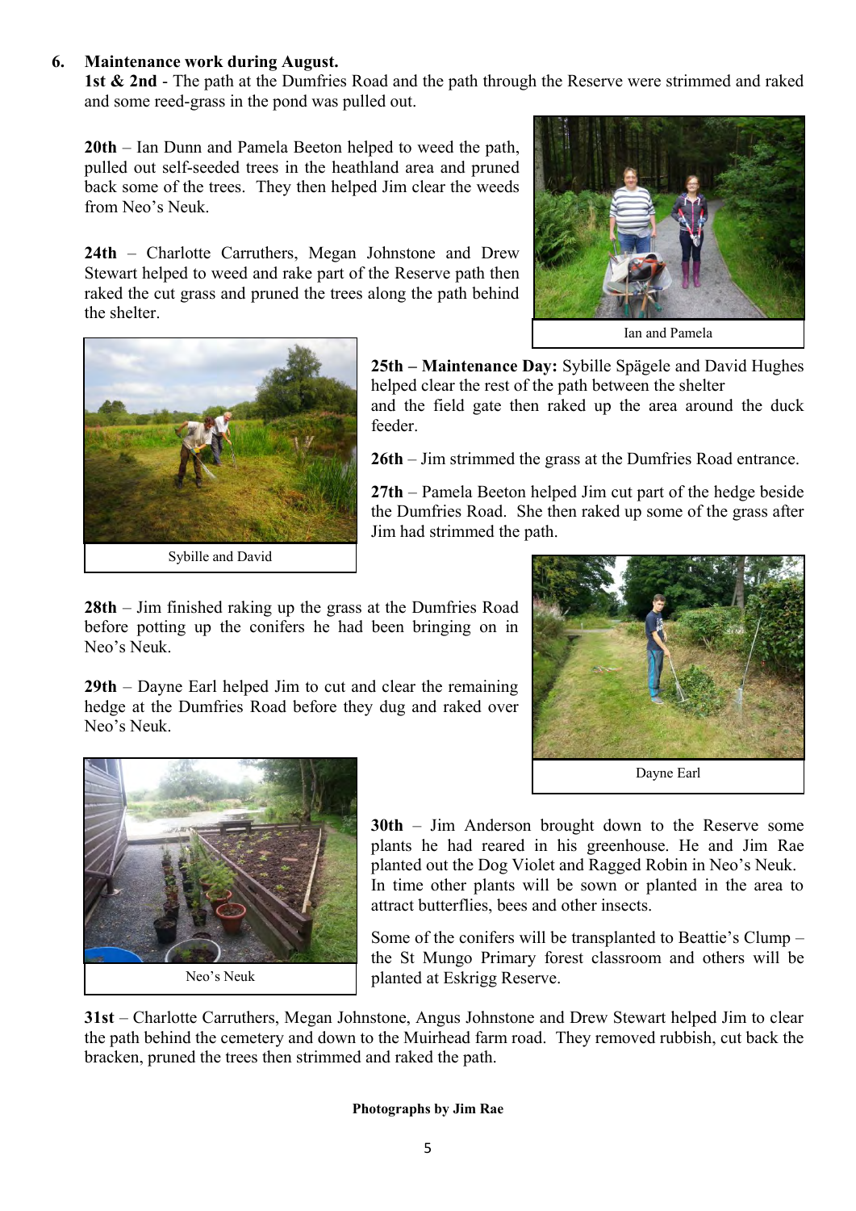## 6. Maintenance work during August.

**1st & 2nd** - The path at the Dumfries Road and the path through the Reserve were strimmed and raked and some reed-grass in the pond was pulled out.

**20th** – Ian Dunn and Pamela Beeton helped to weed the path, pulled out self-seeded trees in the heathland area and pruned back some of the trees. They then helped Jim clear the weeds from Neo's Neuk.

**24th** – Charlotte Carruthers, Megan Johnstone and Drew Stewart helped to weed and rake part of the Reserve path then raked the cut grass and pruned the trees along the path behind the shelter.

Ian and Pamela

**25th – Maintenance Day:** Sybille Spägele and David Hughes helped clear the rest of the path between the shelter and the field gate then raked up the area around the duck feeder.

Sybille and David

**26th** – Jim strimmed the grass at the Dumfries Road entrance.

**27th** – Pamela Beeton helped Jim cut part of the hedge beside the Dumfries Road. She then raked up some of the grass after Jim had strimmed the path.

**28th** – Jim finished raking up the grass at the Dumfries Road before potting up the conifers he had been bringing on in Neo's Neuk.

**29th** – Dayne Earl helped Jim to cut and clear the remaining hedge at the Dumfries Road before they dug and raked over Neo's Neuk.

Dayne Earl

**30th** – Jim Anderson brought down to the Reserve some plants he had reared in his greenhouse. He and Jim Rae planted out the Dog Violet and Ragged Robin in Neo's Neuk. In time other plants will be sown or planted in the area to attract butterflies, bees and other insects.

Neo's Neuk

Some of the conifers will be transplanted to Beattie's Clump – the St Mungo Primary forest classroom and others will be planted at Eskrigg Reserve.

**31st** – Charlotte Carruthers, Megan Johnstone, Angus Johnstone and Drew Stewart helped Jim to clear the path behind the cemetery and down to the Muirhead farm road. They removed rubbish, cut back the bracken, pruned the trees then strimmed and raked the path.

**Photographs by Jim Rae**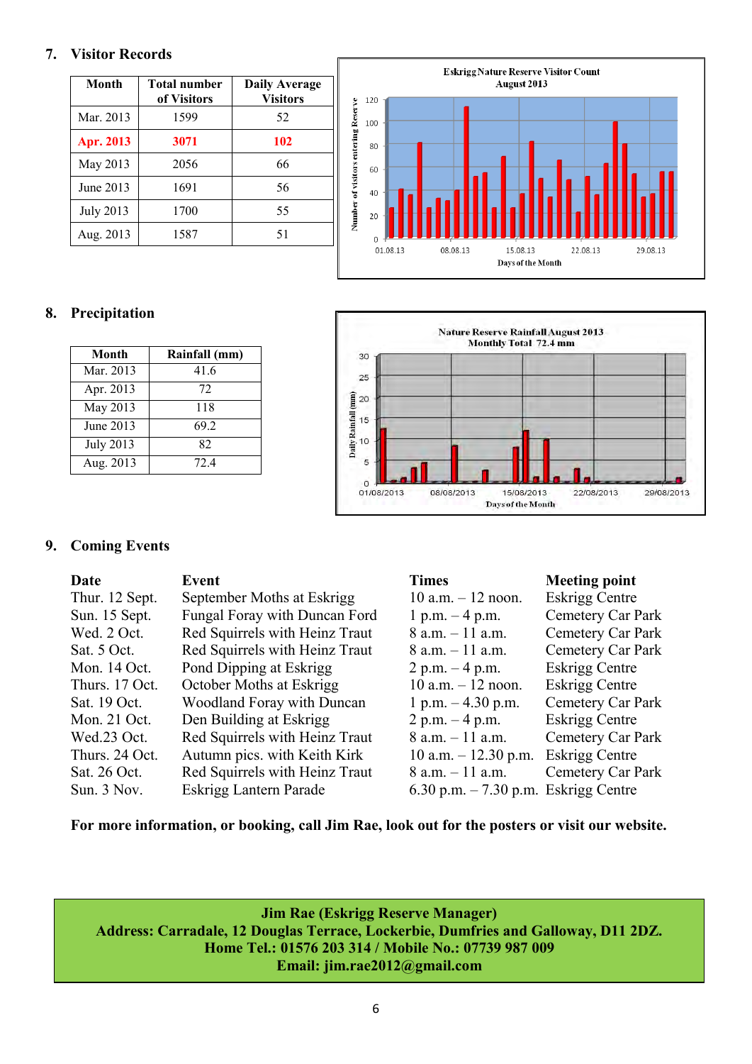## 7. Visitor Records

| Month | Total number of Visitors | Daily Average Visitors |
|---|---|---|
| Mar. 2013 | 1599 | 52 |
| Apr. 2013 | 3071 | 102 |
| May 2013 | 2056 | 66 |
| June 2013 | 1691 | 56 |
| July 2013 | 1700 | 55 |
| Aug. 2013 | 1587 | 51 |

Eskrigg Nature Reserve Visitor Count
August 2013

Number of visitors entering Reserve

0
20
40
60
80
100
120

01.08.13
08.08.13
15.08.13
22.08.13
29.08.13

Days of the Month

## 8. Precipitation

| Month | Rainfall (mm) |
|---|---|
| Mar. 2013 | 41.6 |
| Apr. 2013 | 72 |
| May 2013 | 118 |
| June 2013 | 69.2 |
| July 2013 | 82 |
| Aug. 2013 | 72.4 |

Nature Reserve Rainfall August 2013
Monthly Total 72.4 mm

Daily Rainfall (mm)

0
5
10
15
20
25
30

01/08/2013
08/08/2013
15/08/2013
22/08/2013
29/08/2013

Days of the Month

## 9. Coming Events

| Date | Event | Times | Meeting point |
|---|---|---|---|
| Thur. 12 Sept. | September Moths at Eskrigg | 10 a.m. – 12 noon. | Eskrigg Centre |
| Sun. 15 Sept. | Fungal Foray with Duncan Ford | 1 p.m. – 4 p.m. | Cemetery Car Park |
| Wed. 2 Oct. | Red Squirrels with Heinz Traut | 8 a.m. – 11 a.m. | Cemetery Car Park |
| Sat. 5 Oct. | Red Squirrels with Heinz Traut | 8 a.m. – 11 a.m. | Cemetery Car Park |
| Mon. 14 Oct. | Pond Dipping at Eskrigg | 2 p.m. – 4 p.m. | Eskrigg Centre |
| Thurs. 17 Oct. | October Moths at Eskrigg | 10 a.m. – 12 noon. | Eskrigg Centre |
| Sat. 19 Oct. | Woodland Foray with Duncan | 1 p.m. – 4.30 p.m. | Cemetery Car Park |
| Mon. 21 Oct. | Den Building at Eskrigg | 2 p.m. – 4 p.m. | Eskrigg Centre |
| Wed.23 Oct. | Red Squirrels with Heinz Traut | 8 a.m. – 11 a.m. | Cemetery Car Park |
| Thurs. 24 Oct. | Autumn pics. with Keith Kirk | 10 a.m. – 12.30 p.m. | Eskrigg Centre |
| Sat. 26 Oct. | Red Squirrels with Heinz Traut | 8 a.m. – 11 a.m. | Cemetery Car Park |
| Sun. 3 Nov. | Eskrigg Lantern Parade | 6.30 p.m. – 7.30 p.m. | Eskrigg Centre |

**For more information, or booking, call Jim Rae, look out for the posters or visit our website.**

**Jim Rae (Eskrigg Reserve Manager)**
**Address: Carradale, 12 Douglas Terrace, Lockerbie, Dumfries and Galloway, D11 2DZ.**
**Home Tel.: 01576 203 314 / Mobile No.: 07739 987 009**
**Email: jim.rae2012@gmail.com**